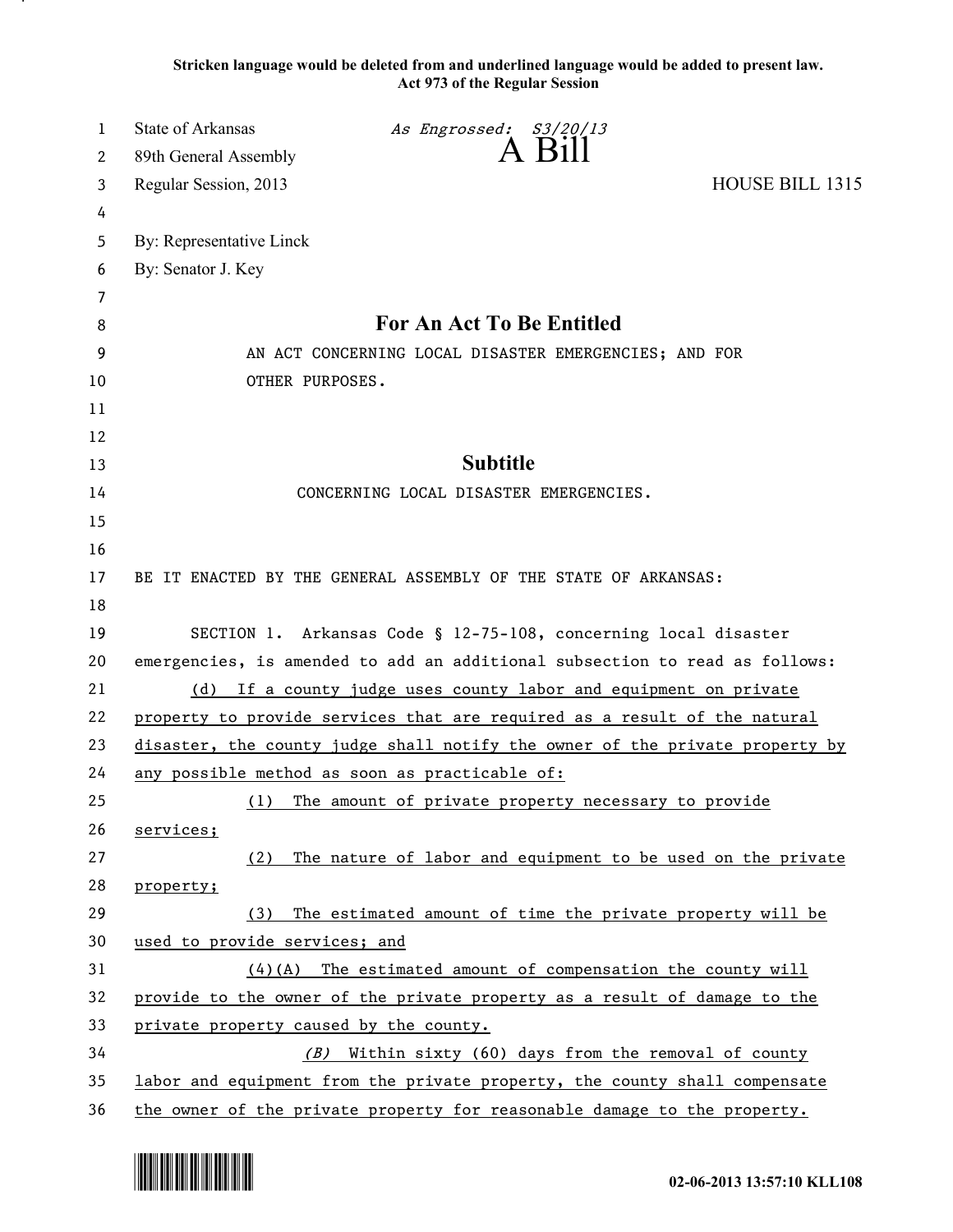**Stricken language would be deleted from and underlined language would be added to present law.**
**Act 973 of the Regular Session**

State of Arkansas *As Engrossed: S3/20/13*
89th General Assembly **A Bill**
Regular Session, 2013 HOUSE BILL 1315

By: Representative Linck
By: Senator J. Key

## For An Act To Be Entitled

AN ACT CONCERNING LOCAL DISASTER EMERGENCIES; AND FOR OTHER PURPOSES.

## Subtitle

CONCERNING LOCAL DISASTER EMERGENCIES.

BE IT ENACTED BY THE GENERAL ASSEMBLY OF THE STATE OF ARKANSAS:

SECTION 1. Arkansas Code § 12-75-108, concerning local disaster emergencies, is amended to add an additional subsection to read as follows:

<u>(d) If a county judge uses county labor and equipment on private property to provide services that are required as a result of the natural disaster, the county judge shall notify the owner of the private property by any possible method as soon as practicable of:</u>

<u>(1) The amount of private property necessary to provide services;</u>

<u>(2) The nature of labor and equipment to be used on the private property;</u>

<u>(3) The estimated amount of time the private property will be used to provide services; and</u>

<u>(4)(A) The estimated amount of compensation the county will provide to the owner of the private property as a result of damage to the private property caused by the county.</u>

<u>*(B)* Within sixty (60) days from the removal of county labor and equipment from the private property, the county shall compensate the owner of the private property for reasonable damage to the property.</u>

02-06-2013 13:57:10 KLL108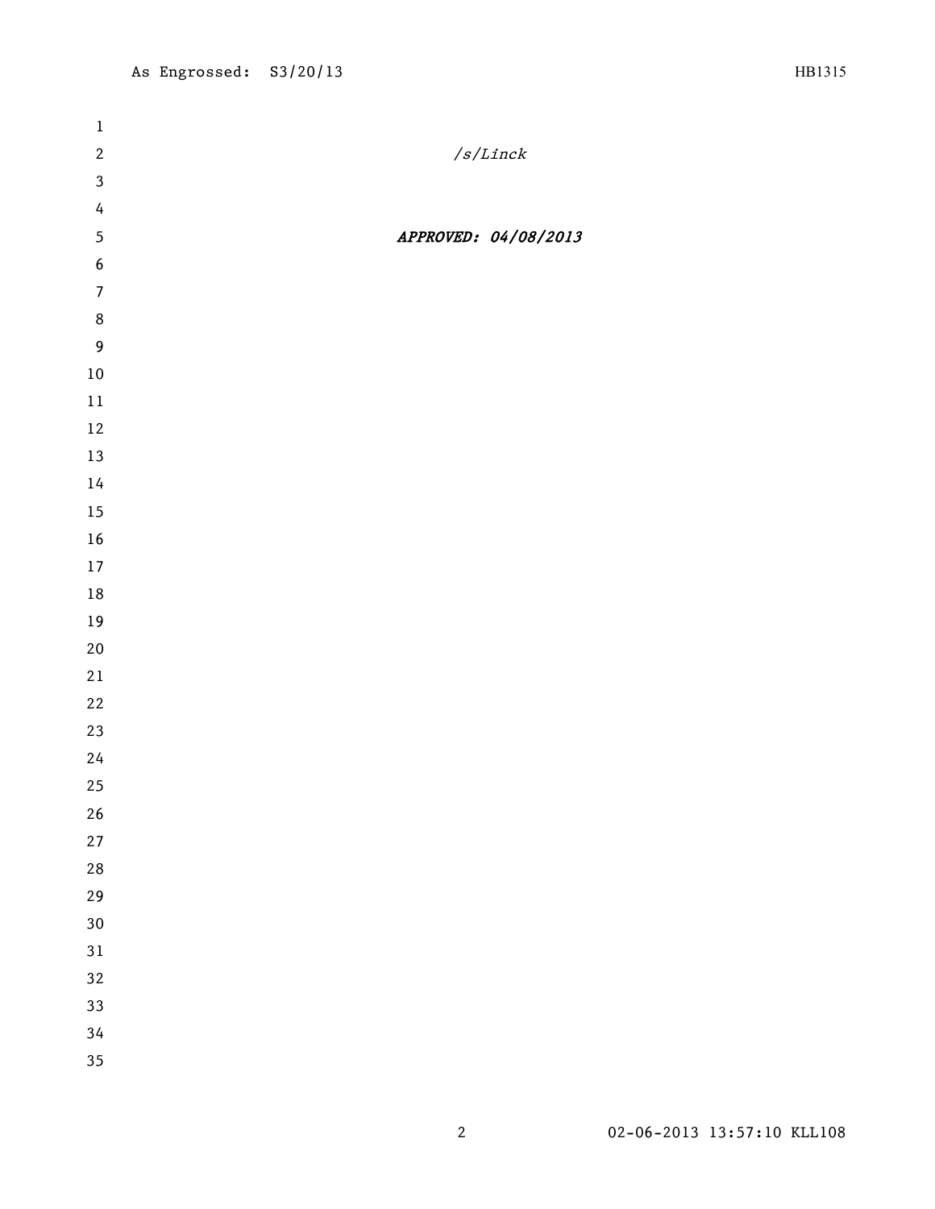*/s/Linck*

***APPROVED: 04/08/2013***